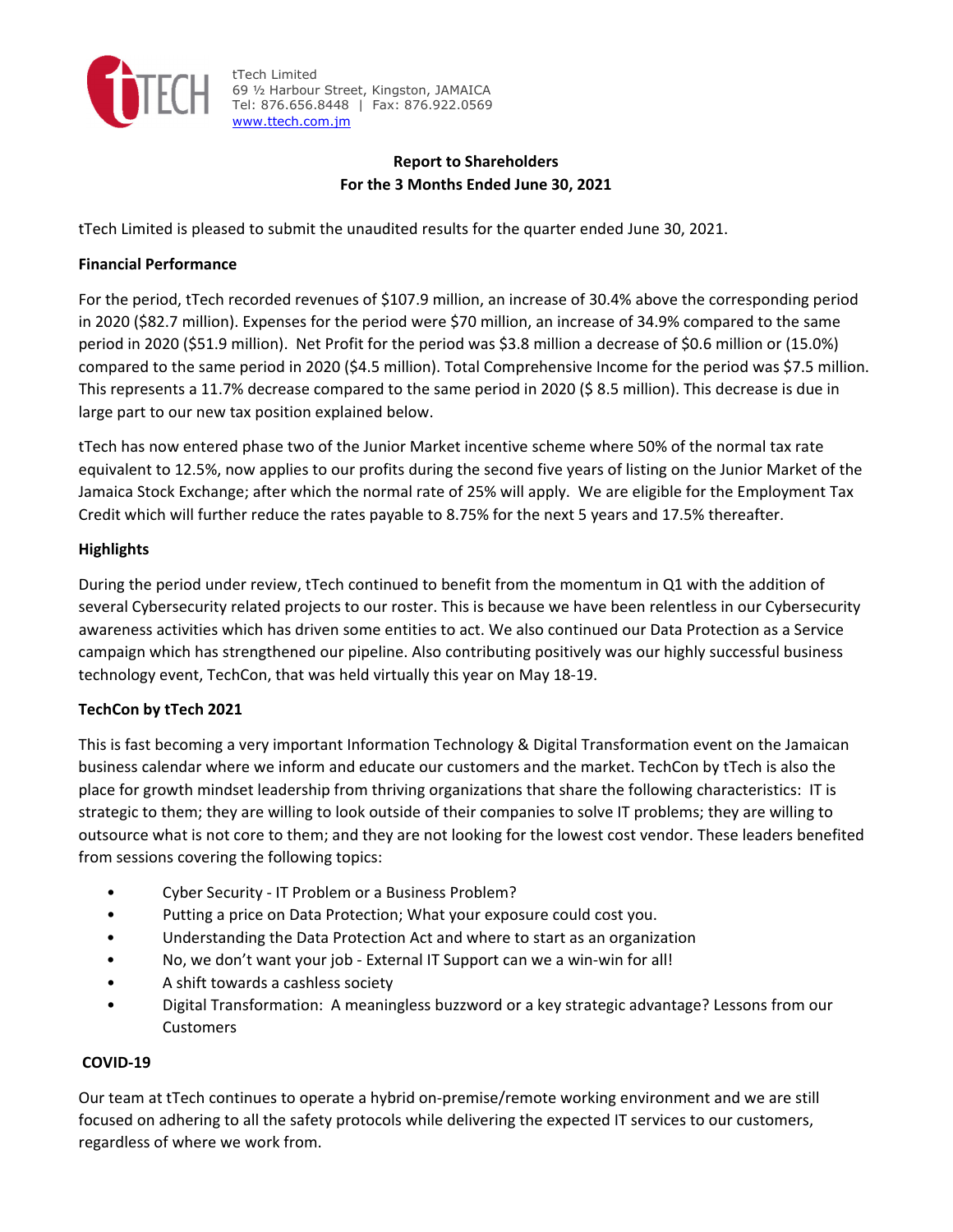tTech Limited
69 ½ Harbour Street, Kingston, JAMAICA
Tel: 876.656.8448 | Fax: 876.922.0569
www.ttech.com.jm

# Report to Shareholders
## For the 3 Months Ended June 30, 2021

tTech Limited is pleased to submit the unaudited results for the quarter ended June 30, 2021.

### Financial Performance

For the period, tTech recorded revenues of $107.9 million, an increase of 30.4% above the corresponding period in 2020 ($82.7 million). Expenses for the period were $70 million, an increase of 34.9% compared to the same period in 2020 ($51.9 million). Net Profit for the period was $3.8 million a decrease of $0.6 million or (15.0%) compared to the same period in 2020 ($4.5 million). Total Comprehensive Income for the period was $7.5 million. This represents a 11.7% decrease compared to the same period in 2020 ($ 8.5 million). This decrease is due in large part to our new tax position explained below.

tTech has now entered phase two of the Junior Market incentive scheme where 50% of the normal tax rate equivalent to 12.5%, now applies to our profits during the second five years of listing on the Junior Market of the Jamaica Stock Exchange; after which the normal rate of 25% will apply. We are eligible for the Employment Tax Credit which will further reduce the rates payable to 8.75% for the next 5 years and 17.5% thereafter.

### Highlights

During the period under review, tTech continued to benefit from the momentum in Q1 with the addition of several Cybersecurity related projects to our roster. This is because we have been relentless in our Cybersecurity awareness activities which has driven some entities to act. We also continued our Data Protection as a Service campaign which has strengthened our pipeline. Also contributing positively was our highly successful business technology event, TechCon, that was held virtually this year on May 18-19.

### TechCon by tTech 2021

This is fast becoming a very important Information Technology & Digital Transformation event on the Jamaican business calendar where we inform and educate our customers and the market. TechCon by tTech is also the place for growth mindset leadership from thriving organizations that share the following characteristics: IT is strategic to them; they are willing to look outside of their companies to solve IT problems; they are willing to outsource what is not core to them; and they are not looking for the lowest cost vendor. These leaders benefited from sessions covering the following topics:

- Cyber Security - IT Problem or a Business Problem?
- Putting a price on Data Protection; What your exposure could cost you.
- Understanding the Data Protection Act and where to start as an organization
- No, we don't want your job - External IT Support can we a win-win for all!
- A shift towards a cashless society
- Digital Transformation: A meaningless buzzword or a key strategic advantage? Lessons from our Customers

### COVID-19

Our team at tTech continues to operate a hybrid on-premise/remote working environment and we are still focused on adhering to all the safety protocols while delivering the expected IT services to our customers, regardless of where we work from.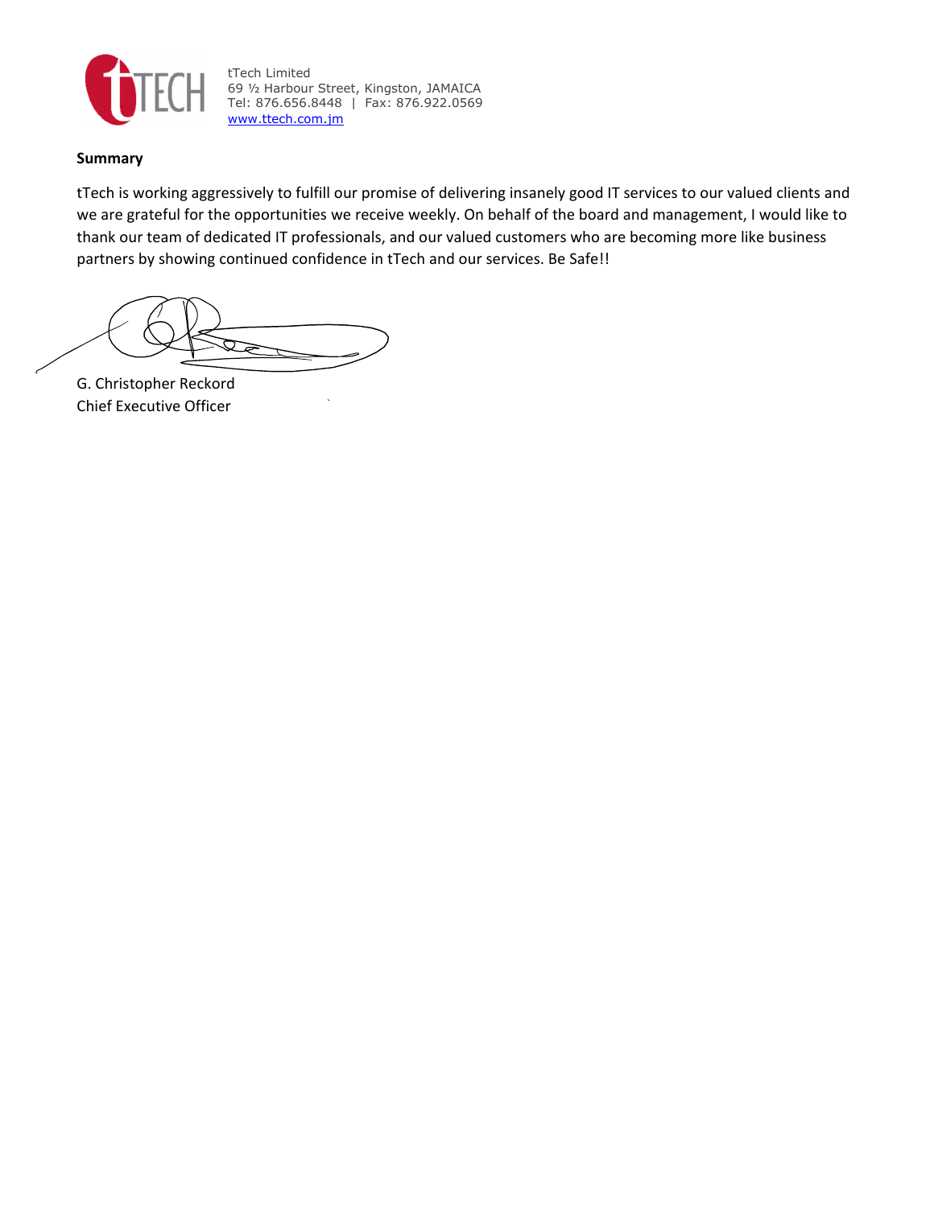tTech Limited
69 ½ Harbour Street, Kingston, JAMAICA
Tel: 876.656.8448 | Fax: 876.922.0569
www.ttech.com.jm

**Summary**

tTech is working aggressively to fulfill our promise of delivering insanely good IT services to our valued clients and we are grateful for the opportunities we receive weekly. On behalf of the board and management, I would like to thank our team of dedicated IT professionals, and our valued customers who are becoming more like business partners by showing continued confidence in tTech and our services. Be Safe!!

G. Christopher Reckord
Chief Executive Officer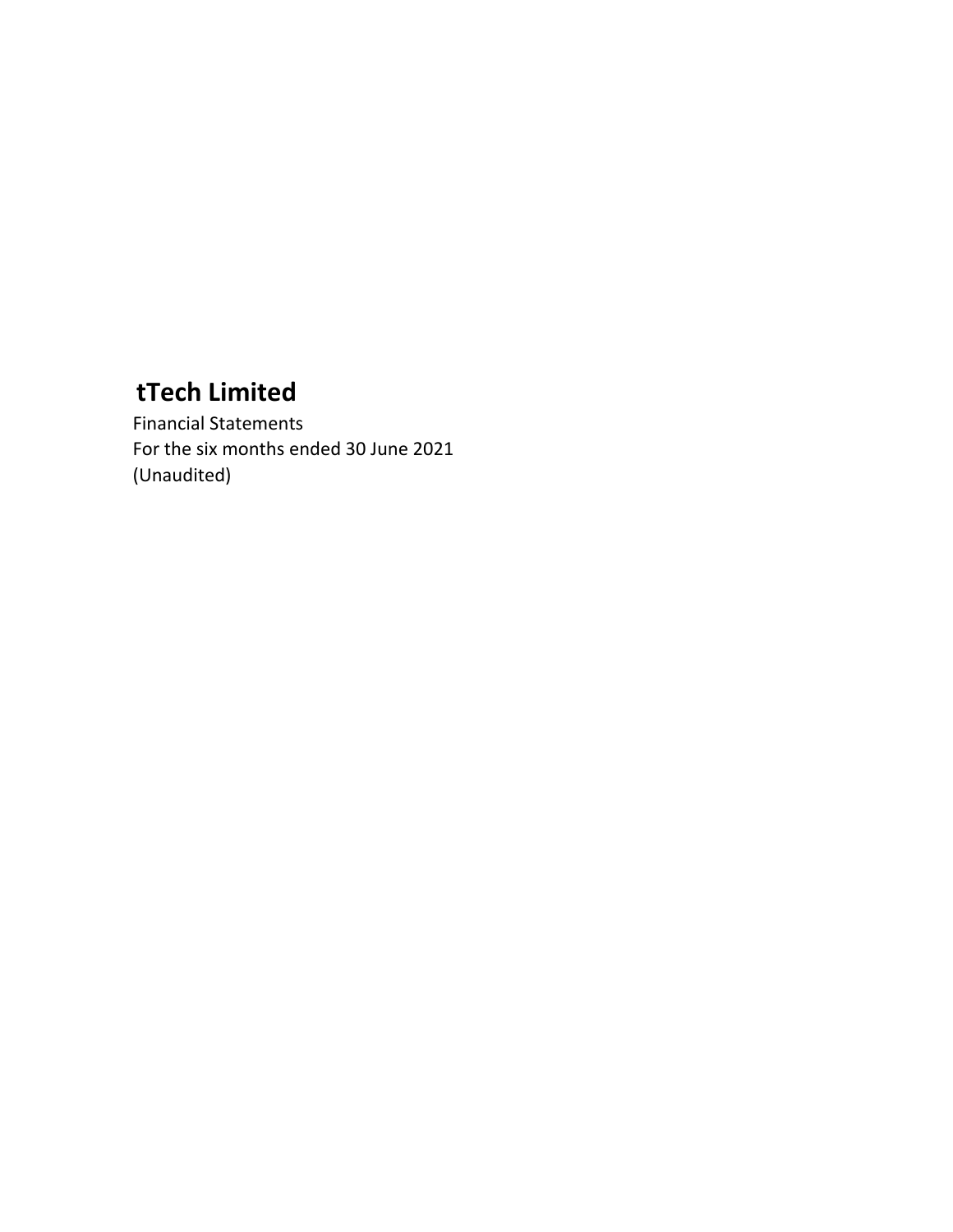# tTech Limited

Financial Statements
For the six months ended 30 June 2021
(Unaudited)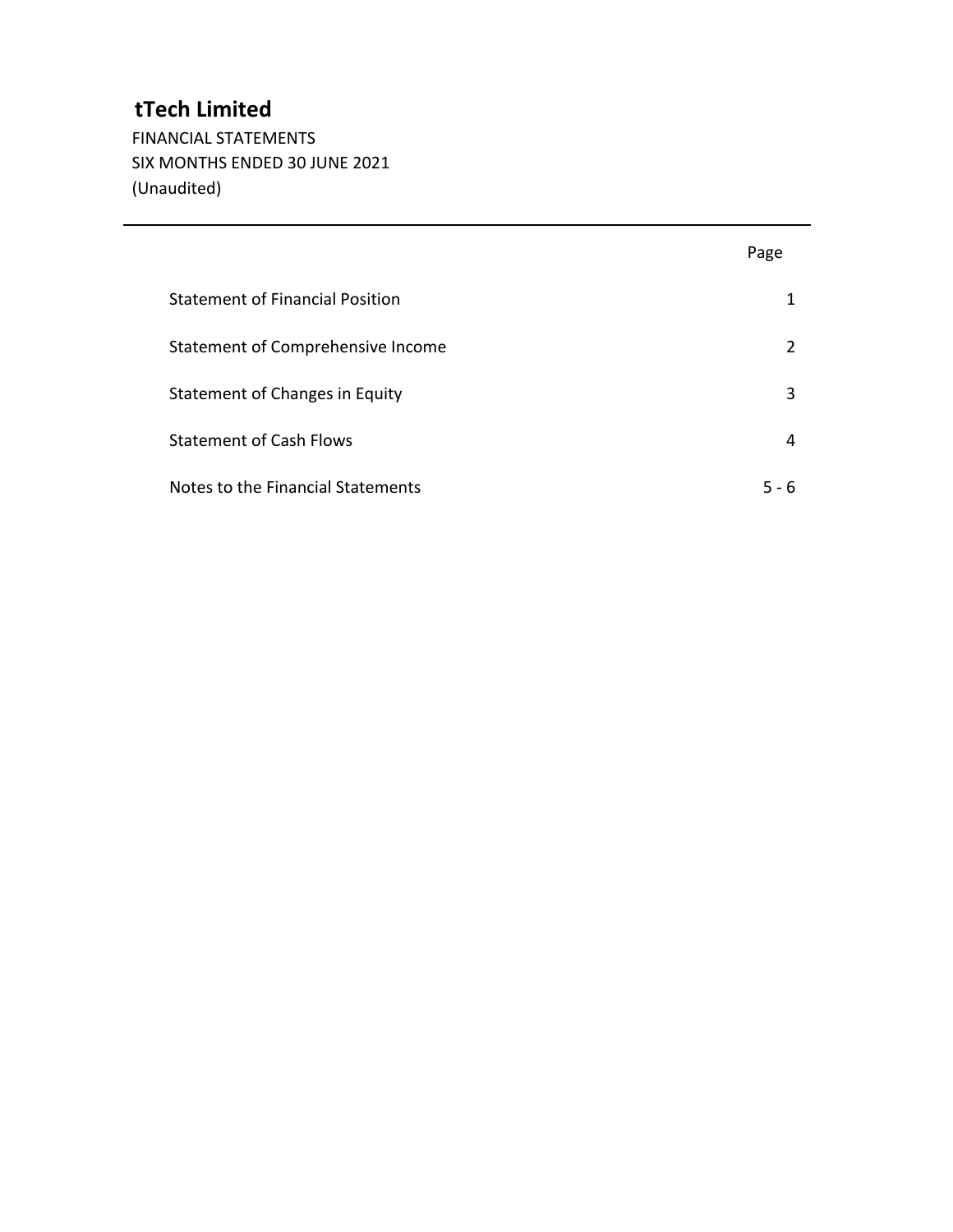# tTech Limited

FINANCIAL STATEMENTS
SIX MONTHS ENDED 30 JUNE 2021
(Unaudited)

---

| | Page |
|---|---|
| Statement of Financial Position | 1 |
| Statement of Comprehensive Income | 2 |
| Statement of Changes in Equity | 3 |
| Statement of Cash Flows | 4 |
| Notes to the Financial Statements | 5 - 6 |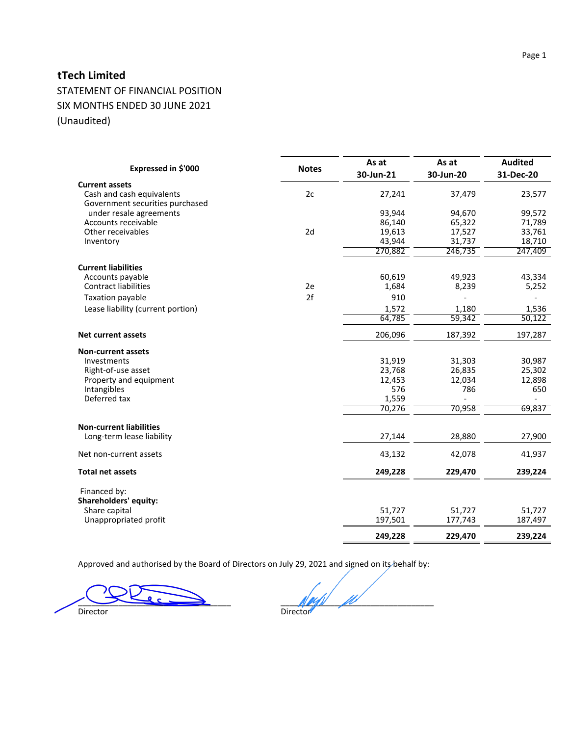# tTech Limited

STATEMENT OF FINANCIAL POSITION
SIX MONTHS ENDED 30 JUNE 2021
(Unaudited)

| Expressed in $'000 | Notes | As at 30-Jun-21 | As at 30-Jun-20 | Audited 31-Dec-20 |
|---|---|---|---|---|
| **Current assets** | | | | |
| Cash and cash equivalents | 2c | 27,241 | 37,479 | 23,577 |
| Government securities purchased under resale agreements | | 93,944 | 94,670 | 99,572 |
| Accounts receivable | | 86,140 | 65,322 | 71,789 |
| Other receivables | 2d | 19,613 | 17,527 | 33,761 |
| Inventory | | 43,944 | 31,737 | 18,710 |
| | | 270,882 | 246,735 | 247,409 |
| **Current liabilities** | | | | |
| Accounts payable | | 60,619 | 49,923 | 43,334 |
| Contract liabilities | 2e | 1,684 | 8,239 | 5,252 |
| Taxation payable | 2f | 910 | - | - |
| Lease liability (current portion) | | 1,572 | 1,180 | 1,536 |
| | | 64,785 | 59,342 | 50,122 |
| **Net current assets** | | 206,096 | 187,392 | 197,287 |
| **Non-current assets** | | | | |
| Investments | | 31,919 | 31,303 | 30,987 |
| Right-of-use asset | | 23,768 | 26,835 | 25,302 |
| Property and equipment | | 12,453 | 12,034 | 12,898 |
| Intangibles | | 576 | 786 | 650 |
| Deferred tax | | 1,559 | - | - |
| | | 70,276 | 70,958 | 69,837 |
| **Non-current liabilities** | | | | |
| Long-term lease liability | | 27,144 | 28,880 | 27,900 |
| Net non-current assets | | 43,132 | 42,078 | 41,937 |
| **Total net assets** | | **249,228** | **229,470** | **239,224** |
| Financed by: | | | | |
| **Shareholders' equity:** | | | | |
| Share capital | | 51,727 | 51,727 | 51,727 |
| Unappropriated profit | | 197,501 | 177,743 | 187,497 |
| | | **249,228** | **229,470** | **239,224** |

Approved and authorised by the Board of Directors on July 29, 2021 and signed on its behalf by:

Director

Director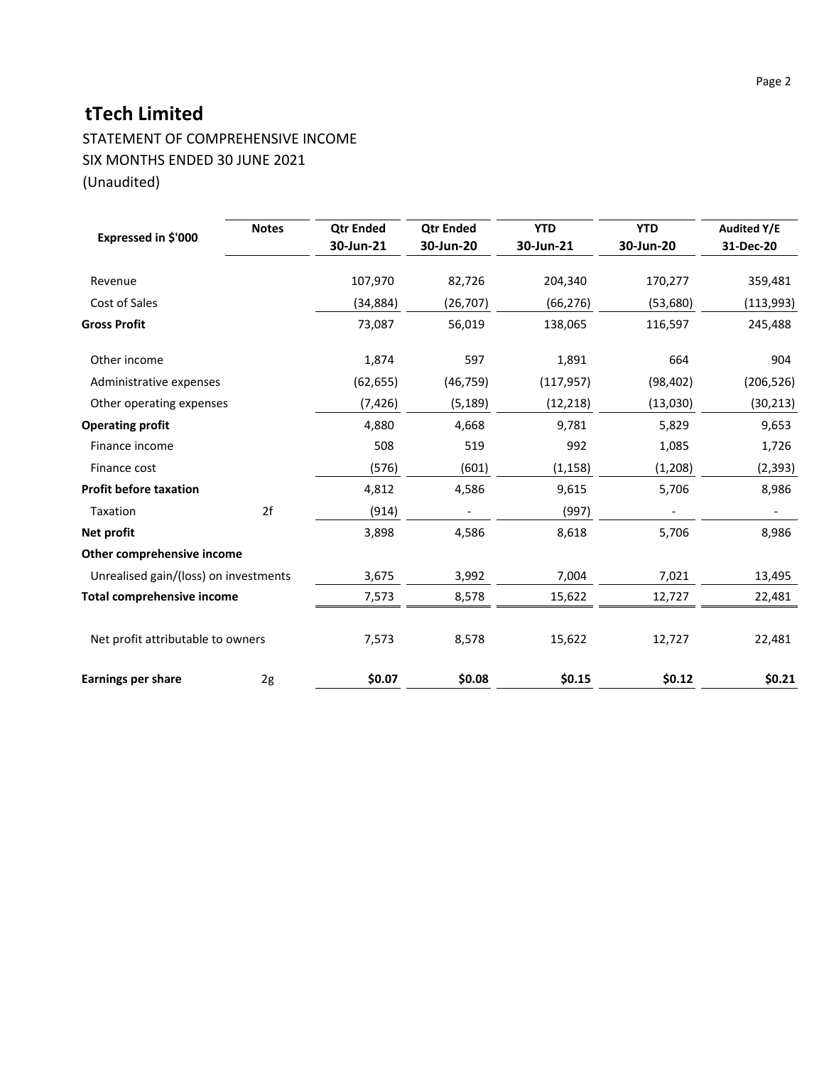# tTech Limited

STATEMENT OF COMPREHENSIVE INCOME

SIX MONTHS ENDED 30 JUNE 2021

(Unaudited)

| Expressed in $'000 | Notes | Qtr Ended 30-Jun-21 | Qtr Ended 30-Jun-20 | YTD 30-Jun-21 | YTD 30-Jun-20 | Audited Y/E 31-Dec-20 |
|---|---|---|---|---|---|---|
| Revenue | | 107,970 | 82,726 | 204,340 | 170,277 | 359,481 |
| Cost of Sales | | (34,884) | (26,707) | (66,276) | (53,680) | (113,993) |
| **Gross Profit** | | 73,087 | 56,019 | 138,065 | 116,597 | 245,488 |
| Other income | | 1,874 | 597 | 1,891 | 664 | 904 |
| Administrative expenses | | (62,655) | (46,759) | (117,957) | (98,402) | (206,526) |
| Other operating expenses | | (7,426) | (5,189) | (12,218) | (13,030) | (30,213) |
| **Operating profit** | | 4,880 | 4,668 | 9,781 | 5,829 | 9,653 |
| Finance income | | 508 | 519 | 992 | 1,085 | 1,726 |
| Finance cost | | (576) | (601) | (1,158) | (1,208) | (2,393) |
| **Profit before taxation** | | 4,812 | 4,586 | 9,615 | 5,706 | 8,986 |
| Taxation | 2f | (914) | - | (997) | - | - |
| **Net profit** | | 3,898 | 4,586 | 8,618 | 5,706 | 8,986 |
| **Other comprehensive income** | | | | | | |
| Unrealised gain/(loss) on investments | | 3,675 | 3,992 | 7,004 | 7,021 | 13,495 |
| **Total comprehensive income** | | 7,573 | 8,578 | 15,622 | 12,727 | 22,481 |
| Net profit attributable to owners | | 7,573 | 8,578 | 15,622 | 12,727 | 22,481 |
| **Earnings per share** | 2g | **$0.07** | **$0.08** | **$0.15** | **$0.12** | **$0.21** |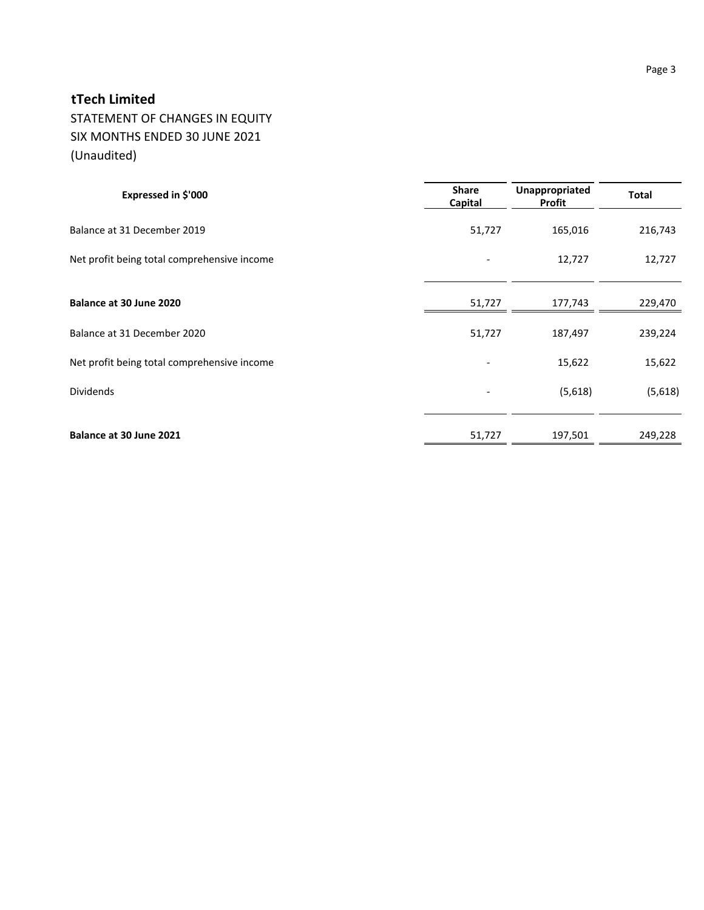## tTech Limited

STATEMENT OF CHANGES IN EQUITY
SIX MONTHS ENDED 30 JUNE 2021
(Unaudited)

| Expressed in $'000 | Share Capital | Unappropriated Profit | Total |
|---|---|---|---|
| Balance at 31 December 2019 | 51,727 | 165,016 | 216,743 |
| Net profit being total comprehensive income | - | 12,727 | 12,727 |
| **Balance at 30 June 2020** | 51,727 | 177,743 | 229,470 |
| Balance at 31 December 2020 | 51,727 | 187,497 | 239,224 |
| Net profit being total comprehensive income | - | 15,622 | 15,622 |
| Dividends | - | (5,618) | (5,618) |
| **Balance at 30 June 2021** | 51,727 | 197,501 | 249,228 |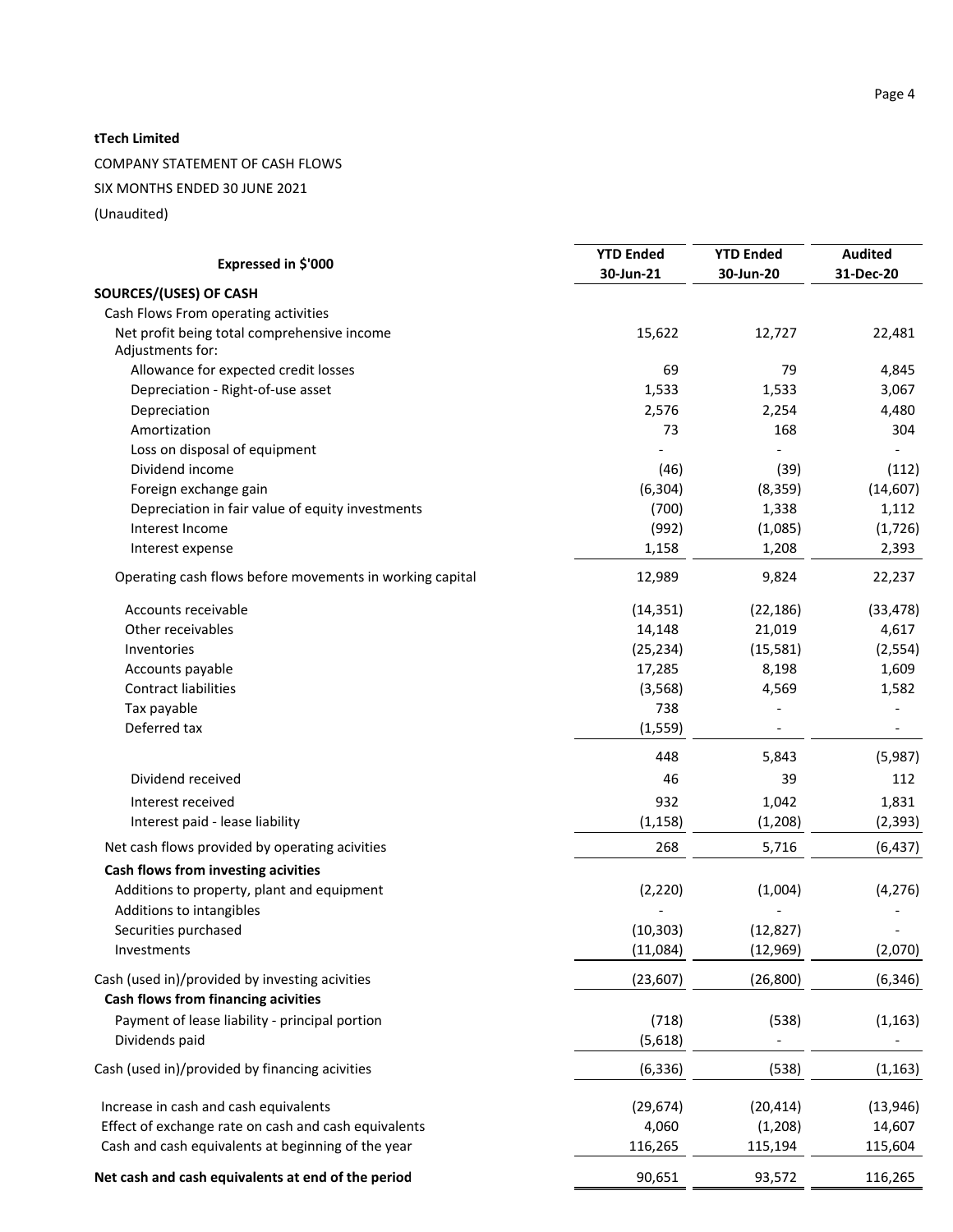**tTech Limited**

COMPANY STATEMENT OF CASH FLOWS

SIX MONTHS ENDED 30 JUNE 2021

(Unaudited)

| Expressed in $'000 | YTD Ended 30-Jun-21 | YTD Ended 30-Jun-20 | Audited 31-Dec-20 |
|---|---|---|---|
| **SOURCES/(USES) OF CASH** | | | |
| Cash Flows From operating activities | | | |
| Net profit being total comprehensive income | 15,622 | 12,727 | 22,481 |
| Adjustments for: | | | |
| Allowance for expected credit losses | 69 | 79 | 4,845 |
| Depreciation - Right-of-use asset | 1,533 | 1,533 | 3,067 |
| Depreciation | 2,576 | 2,254 | 4,480 |
| Amortization | 73 | 168 | 304 |
| Loss on disposal of equipment | - | - | - |
| Dividend income | (46) | (39) | (112) |
| Foreign exchange gain | (6,304) | (8,359) | (14,607) |
| Depreciation in fair value of equity investments | (700) | 1,338 | 1,112 |
| Interest Income | (992) | (1,085) | (1,726) |
| Interest expense | 1,158 | 1,208 | 2,393 |
| Operating cash flows before movements in working capital | 12,989 | 9,824 | 22,237 |
| Accounts receivable | (14,351) | (22,186) | (33,478) |
| Other receivables | 14,148 | 21,019 | 4,617 |
| Inventories | (25,234) | (15,581) | (2,554) |
| Accounts payable | 17,285 | 8,198 | 1,609 |
| Contract liabilities | (3,568) | 4,569 | 1,582 |
| Tax payable | 738 | - | - |
| Deferred tax | (1,559) | - | - |
| | 448 | 5,843 | (5,987) |
| Dividend received | 46 | 39 | 112 |
| Interest received | 932 | 1,042 | 1,831 |
| Interest paid - lease liability | (1,158) | (1,208) | (2,393) |
| Net cash flows provided by operating acivities | 268 | 5,716 | (6,437) |
| **Cash flows from investing acivities** | | | |
| Additions to property, plant and equipment | (2,220) | (1,004) | (4,276) |
| Additions to intangibles | - | - | - |
| Securities purchased | (10,303) | (12,827) | - |
| Investments | (11,084) | (12,969) | (2,070) |
| Cash (used in)/provided by investing acivities | (23,607) | (26,800) | (6,346) |
| **Cash flows from financing acivities** | | | |
| Payment of lease liability - principal portion | (718) | (538) | (1,163) |
| Dividends paid | (5,618) | - | - |
| Cash (used in)/provided by financing acivities | (6,336) | (538) | (1,163) |
| Increase in cash and cash equivalents | (29,674) | (20,414) | (13,946) |
| Effect of exchange rate on cash and cash equivalents | 4,060 | (1,208) | 14,607 |
| Cash and cash equivalents at beginning of the year | 116,265 | 115,194 | 115,604 |
| **Net cash and cash equivalents at end of the period** | 90,651 | 93,572 | 116,265 |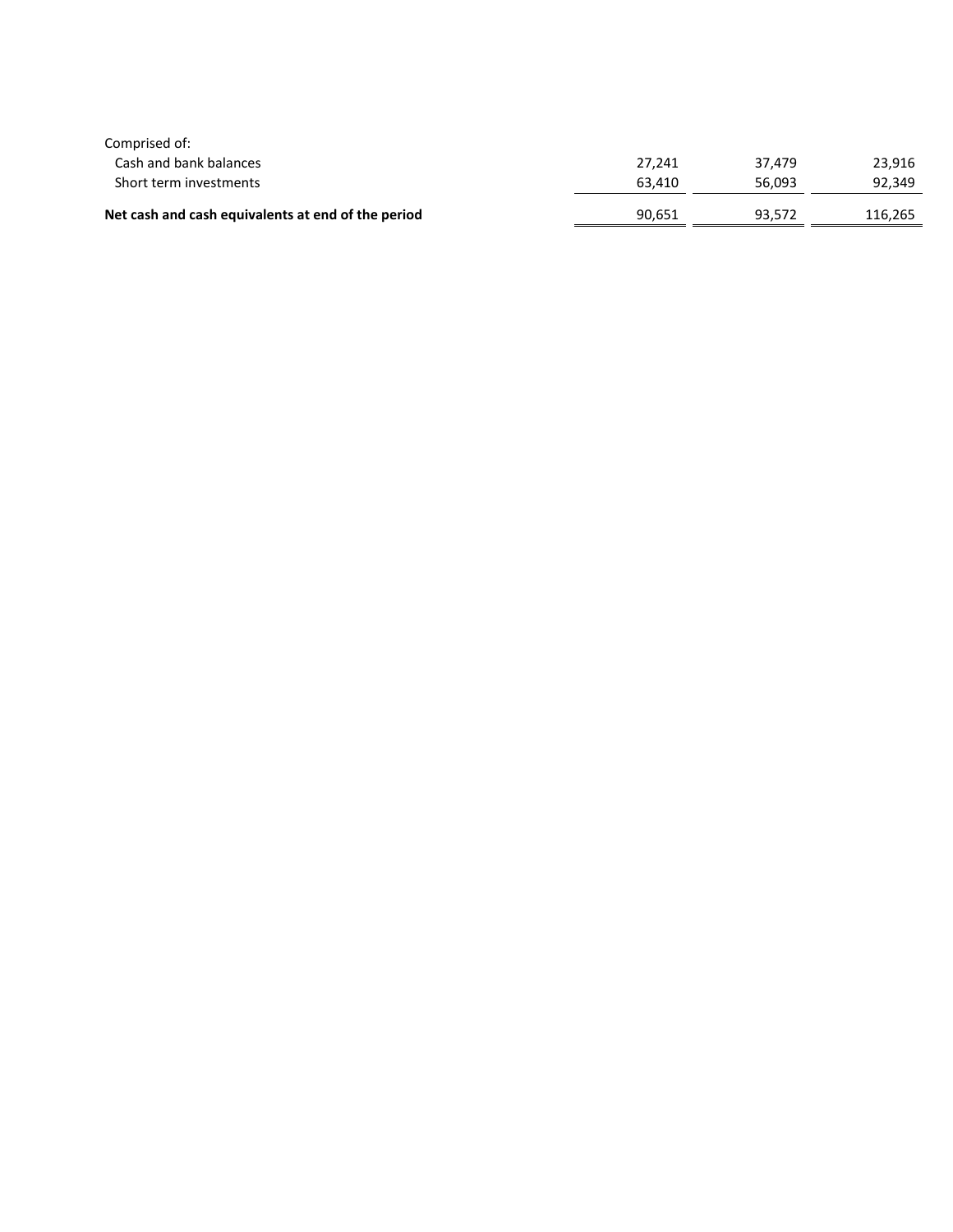| | | | |
|---|---|---|---|
| Comprised of: | | | |
| Cash and bank balances | 27,241 | 37,479 | 23,916 |
| Short term investments | 63,410 | 56,093 | 92,349 |
| **Net cash and cash equivalents at end of the period** | 90,651 | 93,572 | 116,265 |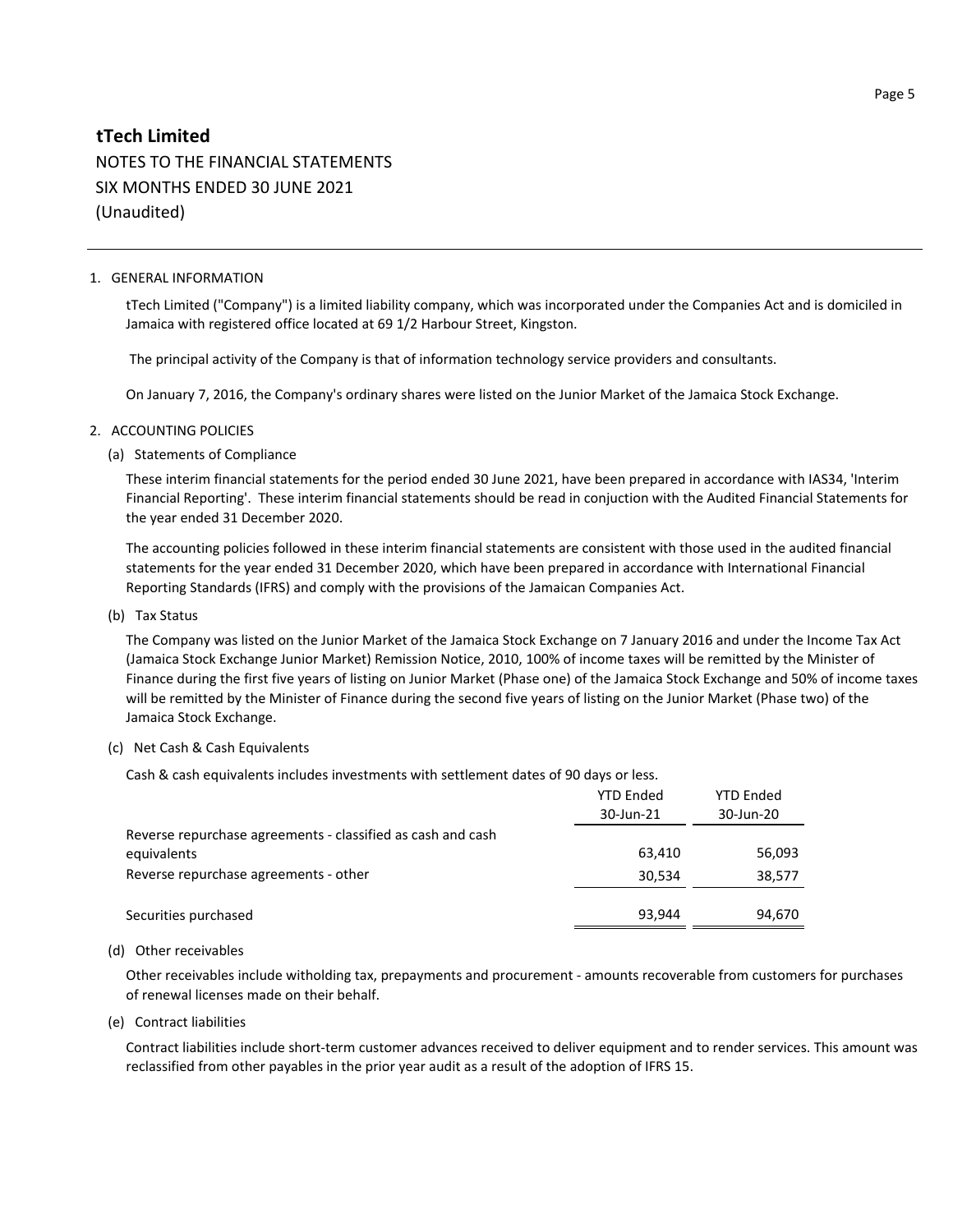# tTech Limited

NOTES TO THE FINANCIAL STATEMENTS
SIX MONTHS ENDED 30 JUNE 2021
(Unaudited)

1. GENERAL INFORMATION

   tTech Limited ("Company") is a limited liability company, which was incorporated under the Companies Act and is domiciled in Jamaica with registered office located at 69 1/2 Harbour Street, Kingston.

   The principal activity of the Company is that of information technology service providers and consultants.

   On January 7, 2016, the Company's ordinary shares were listed on the Junior Market of the Jamaica Stock Exchange.

2. ACCOUNTING POLICIES

   (a) Statements of Compliance

   These interim financial statements for the period ended 30 June 2021, have been prepared in accordance with IAS34, 'Interim Financial Reporting'. These interim financial statements should be read in conjuction with the Audited Financial Statements for the year ended 31 December 2020.

   The accounting policies followed in these interim financial statements are consistent with those used in the audited financial statements for the year ended 31 December 2020, which have been prepared in accordance with International Financial Reporting Standards (IFRS) and comply with the provisions of the Jamaican Companies Act.

   (b) Tax Status

   The Company was listed on the Junior Market of the Jamaica Stock Exchange on 7 January 2016 and under the Income Tax Act (Jamaica Stock Exchange Junior Market) Remission Notice, 2010, 100% of income taxes will be remitted by the Minister of Finance during the first five years of listing on Junior Market (Phase one) of the Jamaica Stock Exchange and 50% of income taxes will be remitted by the Minister of Finance during the second five years of listing on the Junior Market (Phase two) of the Jamaica Stock Exchange.

   (c) Net Cash & Cash Equivalents

   Cash & cash equivalents includes investments with settlement dates of 90 days or less.

| | YTD Ended 30-Jun-21 | YTD Ended 30-Jun-20 |
|---|---|---|
| Reverse repurchase agreements - classified as cash and cash equivalents | 63,410 | 56,093 |
| Reverse repurchase agreements - other | 30,534 | 38,577 |
| Securities purchased | 93,944 | 94,670 |

   (d) Other receivables

   Other receivables include witholding tax, prepayments and procurement - amounts recoverable from customers for purchases of renewal licenses made on their behalf.

   (e) Contract liabilities

   Contract liabilities include short-term customer advances received to deliver equipment and to render services. This amount was reclassified from other payables in the prior year audit as a result of the adoption of IFRS 15.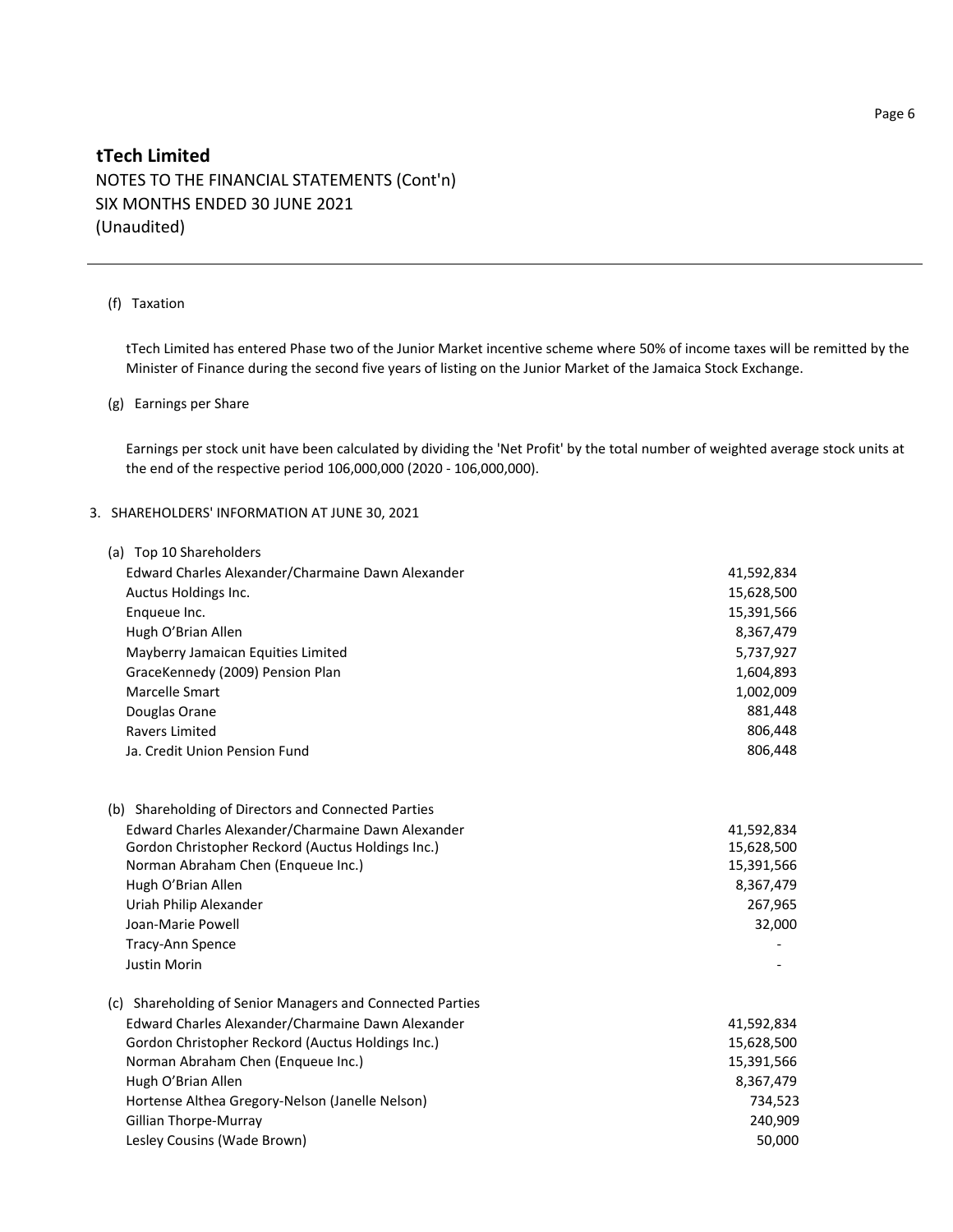# tTech Limited

NOTES TO THE FINANCIAL STATEMENTS (Cont'n)
SIX MONTHS ENDED 30 JUNE 2021
(Unaudited)

(f) Taxation

tTech Limited has entered Phase two of the Junior Market incentive scheme where 50% of income taxes will be remitted by the Minister of Finance during the second five years of listing on the Junior Market of the Jamaica Stock Exchange.

(g) Earnings per Share

Earnings per stock unit have been calculated by dividing the 'Net Profit' by the total number of weighted average stock units at the end of the respective period 106,000,000 (2020 - 106,000,000).

3. SHAREHOLDERS' INFORMATION AT JUNE 30, 2021

(a) Top 10 Shareholders

| | |
|---|---:|
| Edward Charles Alexander/Charmaine Dawn Alexander | 41,592,834 |
| Auctus Holdings Inc. | 15,628,500 |
| Enqueue Inc. | 15,391,566 |
| Hugh O'Brian Allen | 8,367,479 |
| Mayberry Jamaican Equities Limited | 5,737,927 |
| GraceKennedy (2009) Pension Plan | 1,604,893 |
| Marcelle Smart | 1,002,009 |
| Douglas Orane | 881,448 |
| Ravers Limited | 806,448 |
| Ja. Credit Union Pension Fund | 806,448 |

(b) Shareholding of Directors and Connected Parties

| | |
|---|---:|
| Edward Charles Alexander/Charmaine Dawn Alexander | 41,592,834 |
| Gordon Christopher Reckord (Auctus Holdings Inc.) | 15,628,500 |
| Norman Abraham Chen (Enqueue Inc.) | 15,391,566 |
| Hugh O'Brian Allen | 8,367,479 |
| Uriah Philip Alexander | 267,965 |
| Joan-Marie Powell | 32,000 |
| Tracy-Ann Spence | - |
| Justin Morin | - |

(c) Shareholding of Senior Managers and Connected Parties

| | |
|---|---:|
| Edward Charles Alexander/Charmaine Dawn Alexander | 41,592,834 |
| Gordon Christopher Reckord (Auctus Holdings Inc.) | 15,628,500 |
| Norman Abraham Chen (Enqueue Inc.) | 15,391,566 |
| Hugh O'Brian Allen | 8,367,479 |
| Hortense Althea Gregory-Nelson (Janelle Nelson) | 734,523 |
| Gillian Thorpe-Murray | 240,909 |
| Lesley Cousins (Wade Brown) | 50,000 |